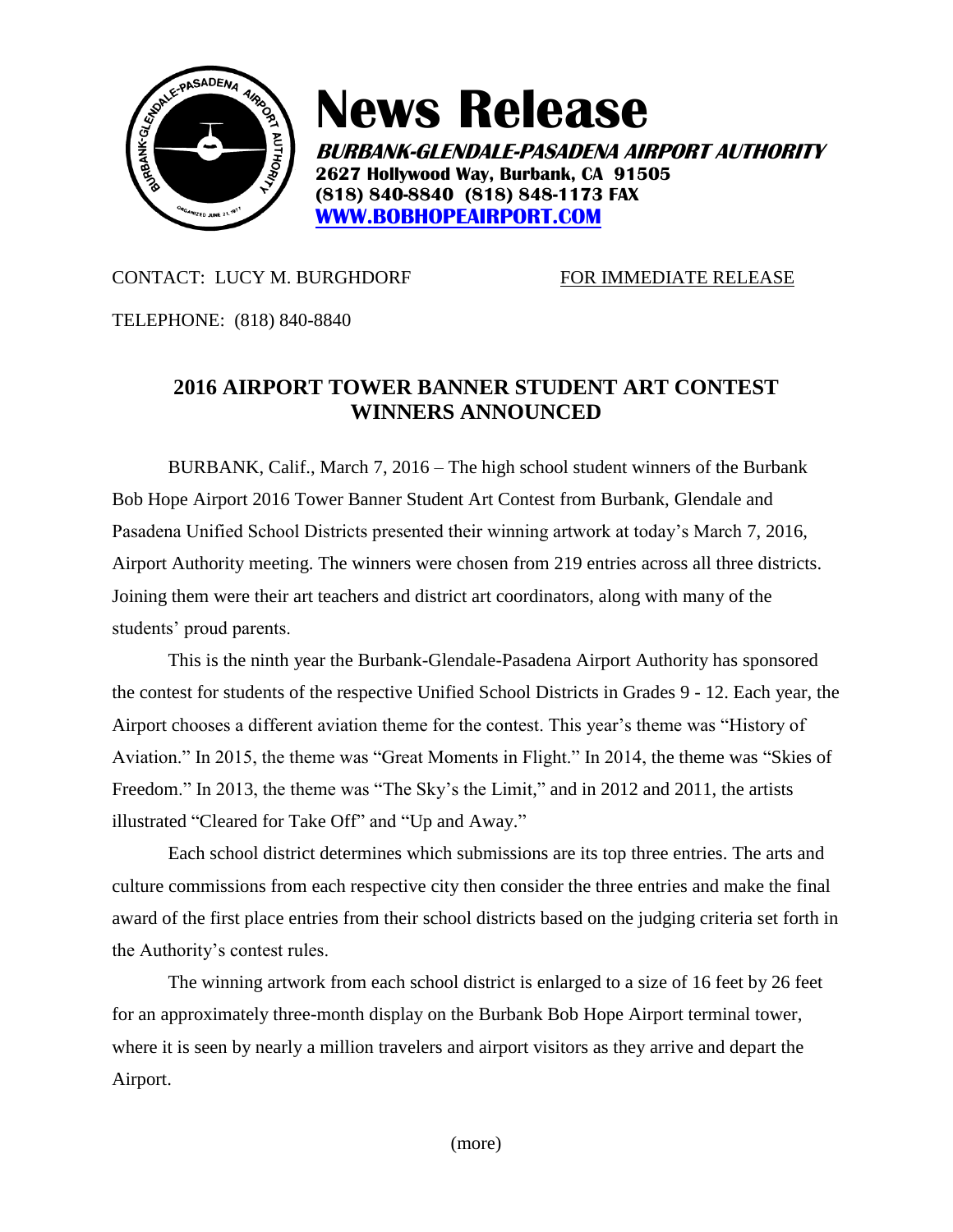# News Release

**BURBANK-GLENDALE-PASADENA AIRPORT AUTHORITY**
**2627 Hollywood Way, Burbank, CA 91505**
**(818) 840-8840 (818) 848-1173 FAX**
**[WWW.BOBHOPEAIRPORT.COM](http://WWW.BOBHOPEAIRPORT.COM)**

CONTACT: LUCY M. BURGHDORF — FOR IMMEDIATE RELEASE

TELEPHONE: (818) 840-8840

## 2016 AIRPORT TOWER BANNER STUDENT ART CONTEST WINNERS ANNOUNCED

BURBANK, Calif., March 7, 2016 – The high school student winners of the Burbank Bob Hope Airport 2016 Tower Banner Student Art Contest from Burbank, Glendale and Pasadena Unified School Districts presented their winning artwork at today's March 7, 2016, Airport Authority meeting. The winners were chosen from 219 entries across all three districts. Joining them were their art teachers and district art coordinators, along with many of the students' proud parents.

This is the ninth year the Burbank-Glendale-Pasadena Airport Authority has sponsored the contest for students of the respective Unified School Districts in Grades 9 - 12. Each year, the Airport chooses a different aviation theme for the contest. This year's theme was "History of Aviation." In 2015, the theme was "Great Moments in Flight." In 2014, the theme was "Skies of Freedom." In 2013, the theme was "The Sky's the Limit," and in 2012 and 2011, the artists illustrated "Cleared for Take Off" and "Up and Away."

Each school district determines which submissions are its top three entries. The arts and culture commissions from each respective city then consider the three entries and make the final award of the first place entries from their school districts based on the judging criteria set forth in the Authority's contest rules.

The winning artwork from each school district is enlarged to a size of 16 feet by 26 feet for an approximately three-month display on the Burbank Bob Hope Airport terminal tower, where it is seen by nearly a million travelers and airport visitors as they arrive and depart the Airport.

(more)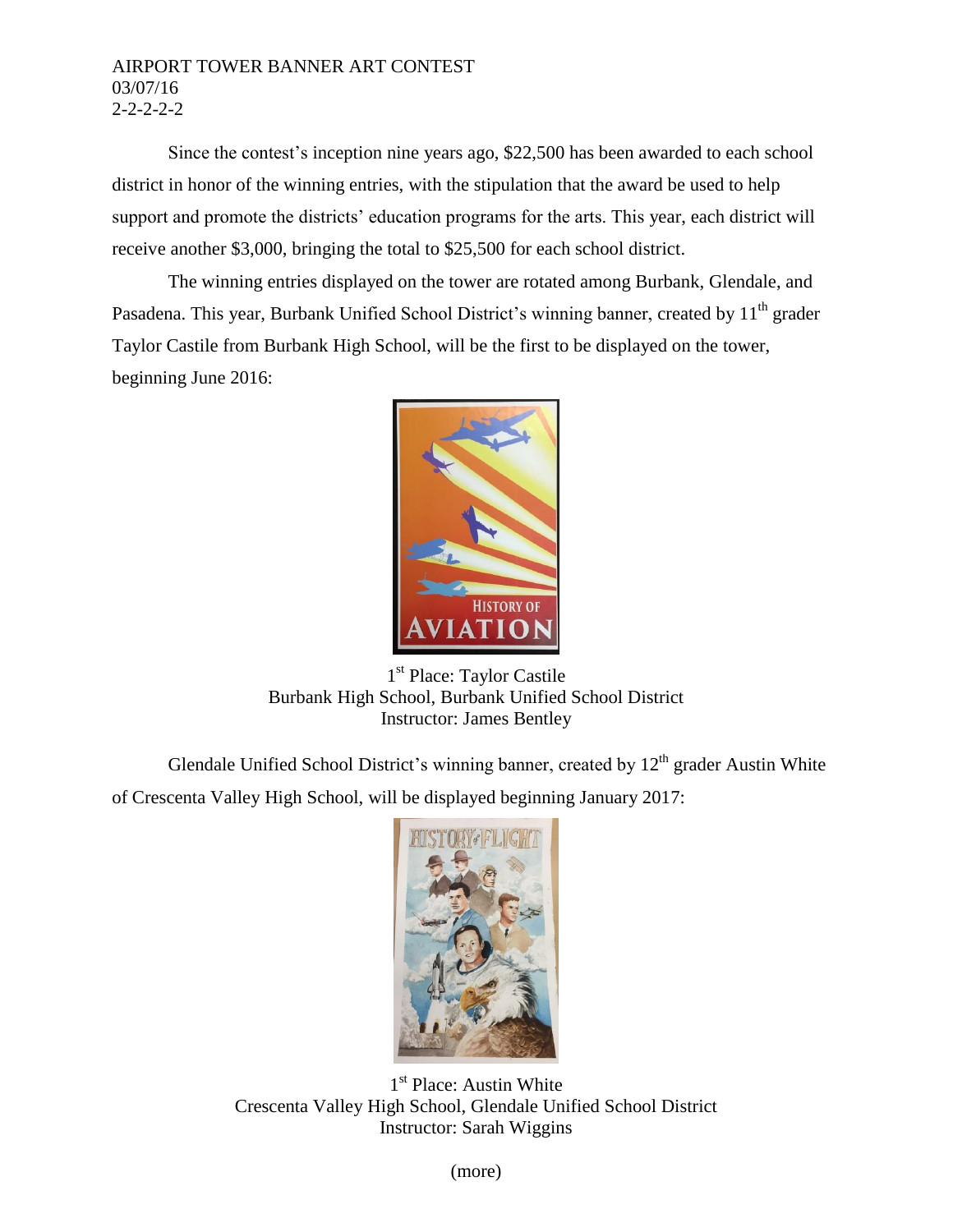Since the contest's inception nine years ago, $22,500 has been awarded to each school district in honor of the winning entries, with the stipulation that the award be used to help support and promote the districts' education programs for the arts. This year, each district will receive another $3,000, bringing the total to $25,500 for each school district.

The winning entries displayed on the tower are rotated among Burbank, Glendale, and Pasadena. This year, Burbank Unified School District's winning banner, created by 11th grader Taylor Castile from Burbank High School, will be the first to be displayed on the tower, beginning June 2016:

1st Place: Taylor Castile
Burbank High School, Burbank Unified School District
Instructor: James Bentley

Glendale Unified School District's winning banner, created by 12th grader Austin White of Crescenta Valley High School, will be displayed beginning January 2017:

1st Place: Austin White
Crescenta Valley High School, Glendale Unified School District
Instructor: Sarah Wiggins

(more)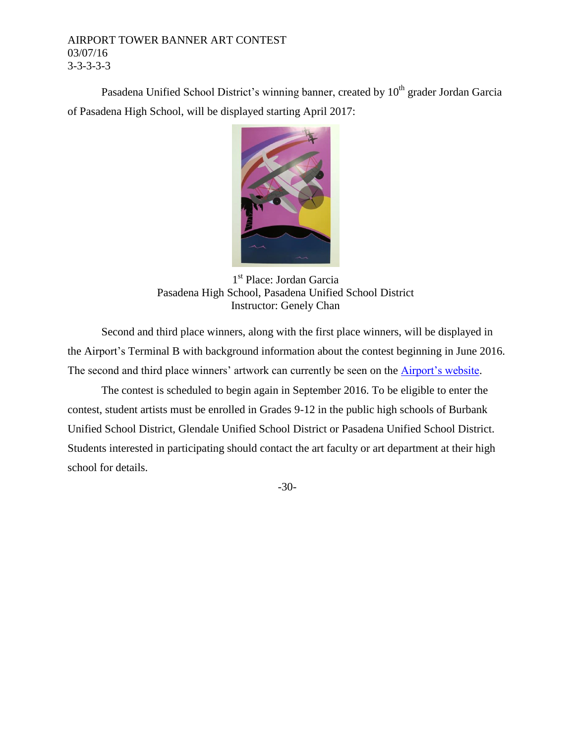Pasadena Unified School District's winning banner, created by 10th grader Jordan Garcia of Pasadena High School, will be displayed starting April 2017:

1st Place: Jordan Garcia
Pasadena High School, Pasadena Unified School District
Instructor: Genely Chan

Second and third place winners, along with the first place winners, will be displayed in the Airport's Terminal B with background information about the contest beginning in June 2016. The second and third place winners' artwork can currently be seen on the [Airport's website](#).

The contest is scheduled to begin again in September 2016. To be eligible to enter the contest, student artists must be enrolled in Grades 9-12 in the public high schools of Burbank Unified School District, Glendale Unified School District or Pasadena Unified School District. Students interested in participating should contact the art faculty or art department at their high school for details.

-30-